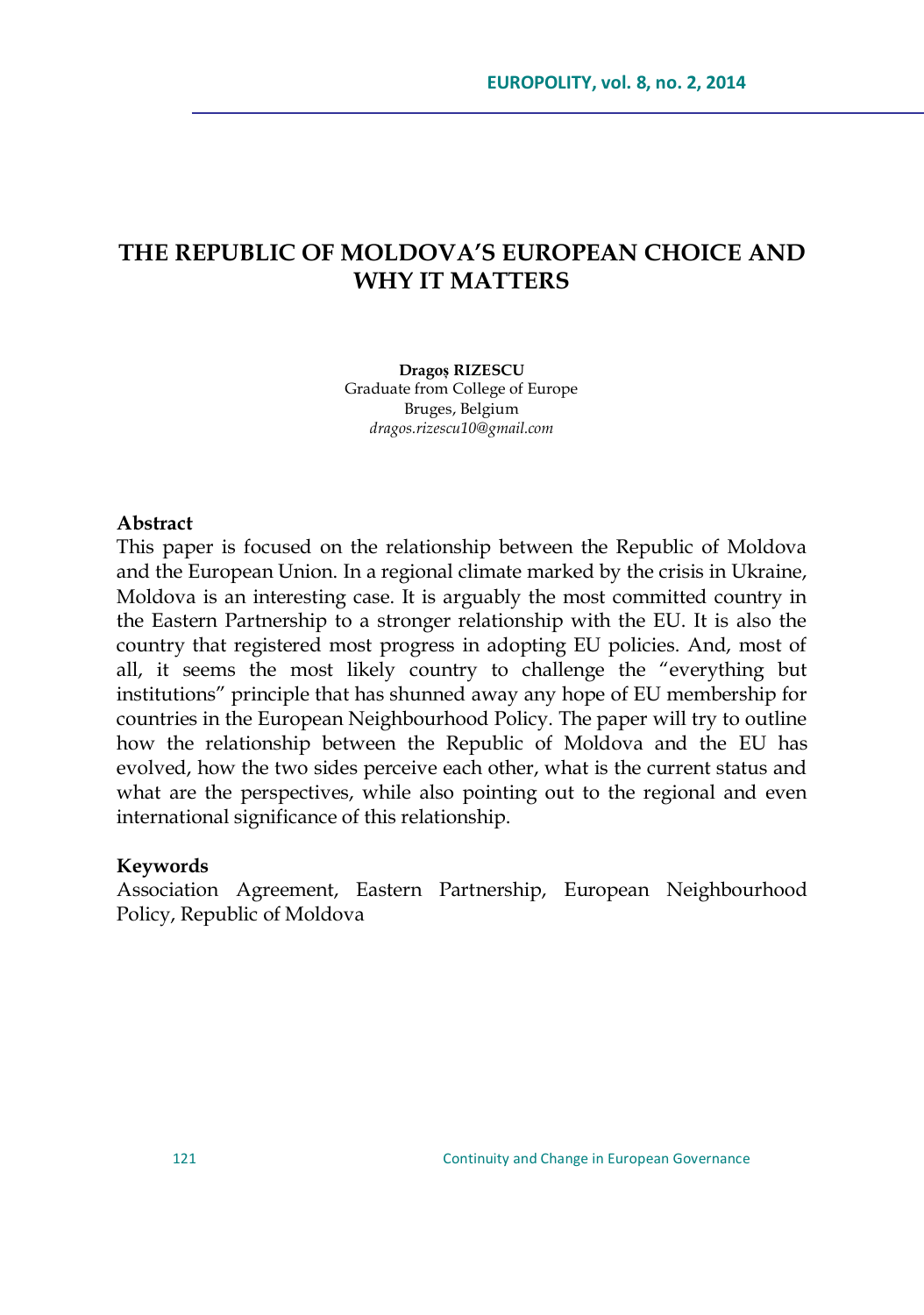# THE REPUBLIC OF MOLDOVA'S EUROPEAN CHOICE AND WHY IT MATTERS

**Dragoș RIZESCU**
Graduate from College of Europe
Bruges, Belgium
*dragos.rizescu10@gmail.com*

### Abstract

This paper is focused on the relationship between the Republic of Moldova and the European Union. In a regional climate marked by the crisis in Ukraine, Moldova is an interesting case. It is arguably the most committed country in the Eastern Partnership to a stronger relationship with the EU. It is also the country that registered most progress in adopting EU policies. And, most of all, it seems the most likely country to challenge the "everything but institutions" principle that has shunned away any hope of EU membership for countries in the European Neighbourhood Policy. The paper will try to outline how the relationship between the Republic of Moldova and the EU has evolved, how the two sides perceive each other, what is the current status and what are the perspectives, while also pointing out to the regional and even international significance of this relationship.

### Keywords

Association Agreement, Eastern Partnership, European Neighbourhood Policy, Republic of Moldova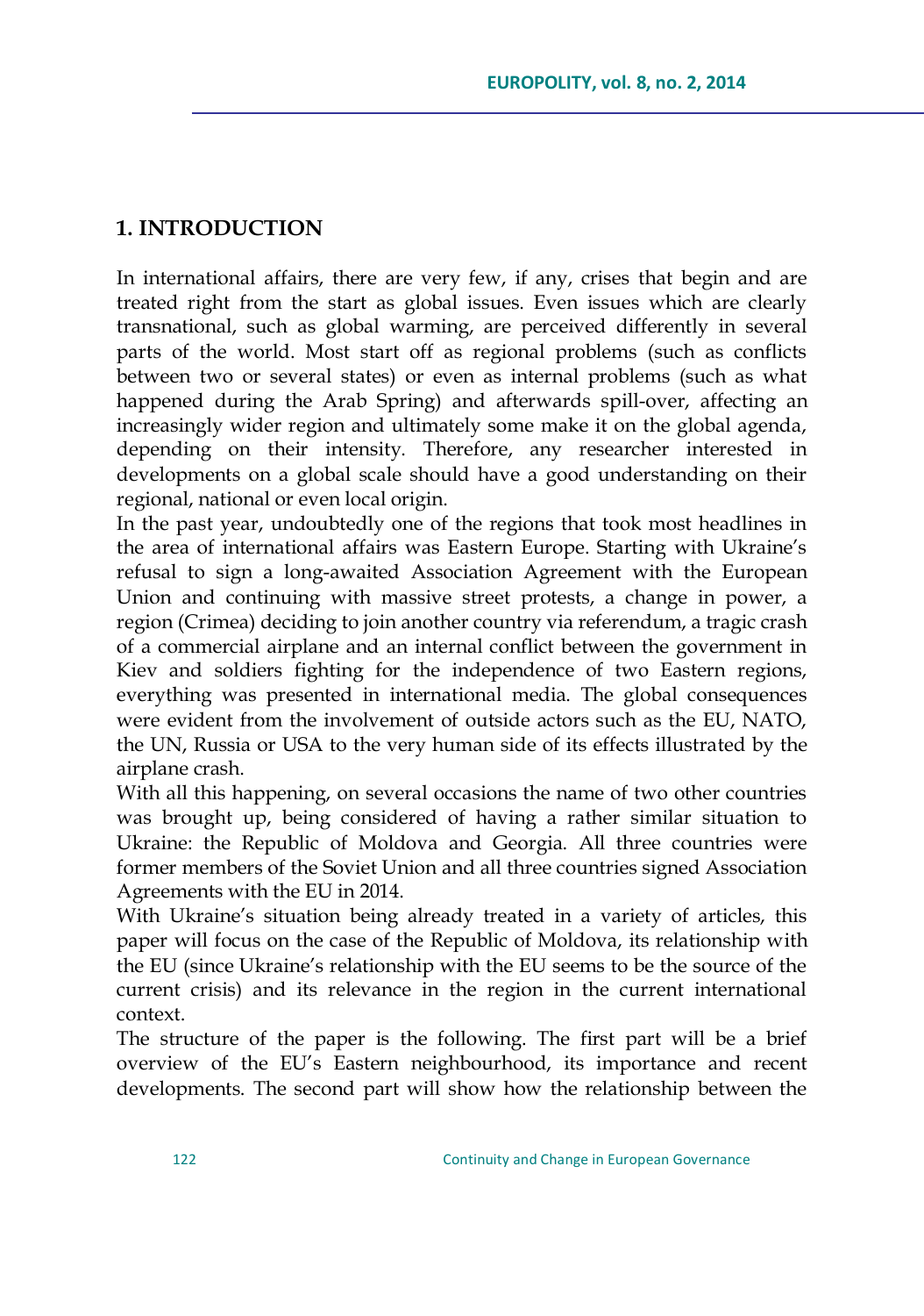## 1. INTRODUCTION

In international affairs, there are very few, if any, crises that begin and are treated right from the start as global issues. Even issues which are clearly transnational, such as global warming, are perceived differently in several parts of the world. Most start off as regional problems (such as conflicts between two or several states) or even as internal problems (such as what happened during the Arab Spring) and afterwards spill-over, affecting an increasingly wider region and ultimately some make it on the global agenda, depending on their intensity. Therefore, any researcher interested in developments on a global scale should have a good understanding on their regional, national or even local origin.

In the past year, undoubtedly one of the regions that took most headlines in the area of international affairs was Eastern Europe. Starting with Ukraine's refusal to sign a long-awaited Association Agreement with the European Union and continuing with massive street protests, a change in power, a region (Crimea) deciding to join another country via referendum, a tragic crash of a commercial airplane and an internal conflict between the government in Kiev and soldiers fighting for the independence of two Eastern regions, everything was presented in international media. The global consequences were evident from the involvement of outside actors such as the EU, NATO, the UN, Russia or USA to the very human side of its effects illustrated by the airplane crash.

With all this happening, on several occasions the name of two other countries was brought up, being considered of having a rather similar situation to Ukraine: the Republic of Moldova and Georgia. All three countries were former members of the Soviet Union and all three countries signed Association Agreements with the EU in 2014.

With Ukraine's situation being already treated in a variety of articles, this paper will focus on the case of the Republic of Moldova, its relationship with the EU (since Ukraine's relationship with the EU seems to be the source of the current crisis) and its relevance in the region in the current international context.

The structure of the paper is the following. The first part will be a brief overview of the EU's Eastern neighbourhood, its importance and recent developments. The second part will show how the relationship between the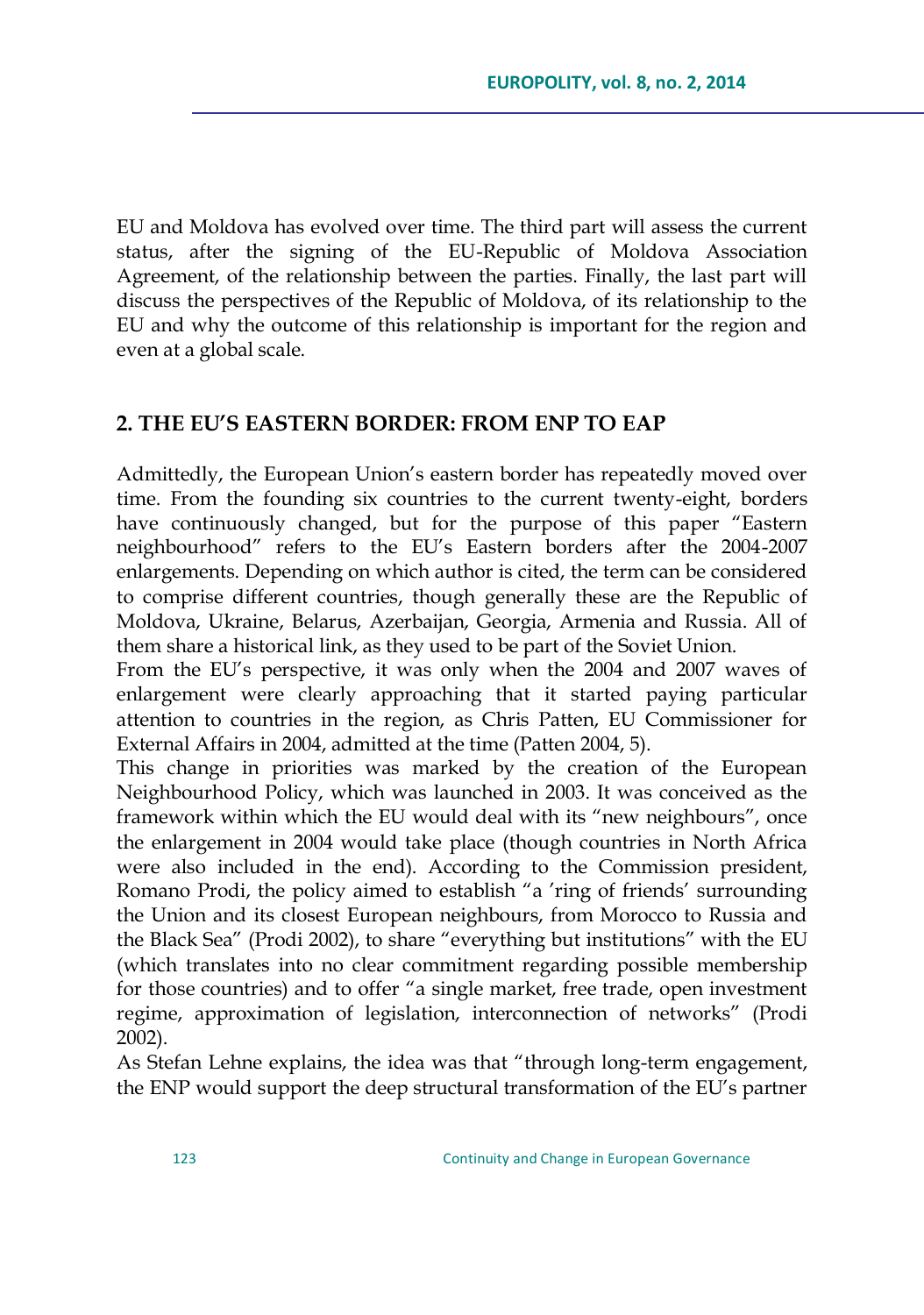EU and Moldova has evolved over time. The third part will assess the current status, after the signing of the EU-Republic of Moldova Association Agreement, of the relationship between the parties. Finally, the last part will discuss the perspectives of the Republic of Moldova, of its relationship to the EU and why the outcome of this relationship is important for the region and even at a global scale.

## 2. THE EU'S EASTERN BORDER: FROM ENP TO EAP

Admittedly, the European Union's eastern border has repeatedly moved over time. From the founding six countries to the current twenty-eight, borders have continuously changed, but for the purpose of this paper "Eastern neighbourhood" refers to the EU's Eastern borders after the 2004-2007 enlargements. Depending on which author is cited, the term can be considered to comprise different countries, though generally these are the Republic of Moldova, Ukraine, Belarus, Azerbaijan, Georgia, Armenia and Russia. All of them share a historical link, as they used to be part of the Soviet Union.

From the EU's perspective, it was only when the 2004 and 2007 waves of enlargement were clearly approaching that it started paying particular attention to countries in the region, as Chris Patten, EU Commissioner for External Affairs in 2004, admitted at the time (Patten 2004, 5).

This change in priorities was marked by the creation of the European Neighbourhood Policy, which was launched in 2003. It was conceived as the framework within which the EU would deal with its "new neighbours", once the enlargement in 2004 would take place (though countries in North Africa were also included in the end). According to the Commission president, Romano Prodi, the policy aimed to establish "a 'ring of friends' surrounding the Union and its closest European neighbours, from Morocco to Russia and the Black Sea" (Prodi 2002), to share "everything but institutions" with the EU (which translates into no clear commitment regarding possible membership for those countries) and to offer "a single market, free trade, open investment regime, approximation of legislation, interconnection of networks" (Prodi 2002).

As Stefan Lehne explains, the idea was that "through long-term engagement, the ENP would support the deep structural transformation of the EU's partner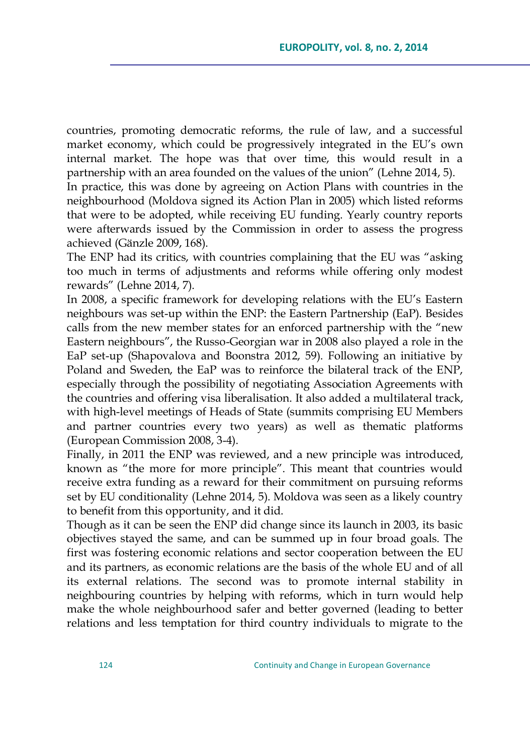countries, promoting democratic reforms, the rule of law, and a successful market economy, which could be progressively integrated in the EU's own internal market. The hope was that over time, this would result in a partnership with an area founded on the values of the union" (Lehne 2014, 5).

In practice, this was done by agreeing on Action Plans with countries in the neighbourhood (Moldova signed its Action Plan in 2005) which listed reforms that were to be adopted, while receiving EU funding. Yearly country reports were afterwards issued by the Commission in order to assess the progress achieved (Gänzle 2009, 168).

The ENP had its critics, with countries complaining that the EU was "asking too much in terms of adjustments and reforms while offering only modest rewards" (Lehne 2014, 7).

In 2008, a specific framework for developing relations with the EU's Eastern neighbours was set-up within the ENP: the Eastern Partnership (EaP). Besides calls from the new member states for an enforced partnership with the "new Eastern neighbours", the Russo-Georgian war in 2008 also played a role in the EaP set-up (Shapovalova and Boonstra 2012, 59). Following an initiative by Poland and Sweden, the EaP was to reinforce the bilateral track of the ENP, especially through the possibility of negotiating Association Agreements with the countries and offering visa liberalisation. It also added a multilateral track, with high-level meetings of Heads of State (summits comprising EU Members and partner countries every two years) as well as thematic platforms (European Commission 2008, 3-4).

Finally, in 2011 the ENP was reviewed, and a new principle was introduced, known as "the more for more principle". This meant that countries would receive extra funding as a reward for their commitment on pursuing reforms set by EU conditionality (Lehne 2014, 5). Moldova was seen as a likely country to benefit from this opportunity, and it did.

Though as it can be seen the ENP did change since its launch in 2003, its basic objectives stayed the same, and can be summed up in four broad goals. The first was fostering economic relations and sector cooperation between the EU and its partners, as economic relations are the basis of the whole EU and of all its external relations. The second was to promote internal stability in neighbouring countries by helping with reforms, which in turn would help make the whole neighbourhood safer and better governed (leading to better relations and less temptation for third country individuals to migrate to the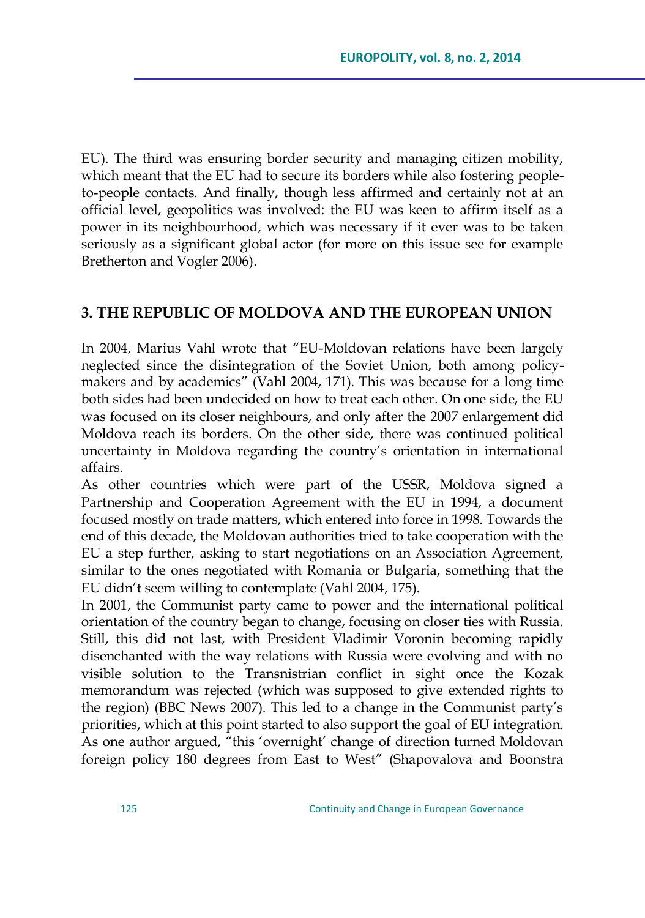EU). The third was ensuring border security and managing citizen mobility, which meant that the EU had to secure its borders while also fostering people-to-people contacts. And finally, though less affirmed and certainly not at an official level, geopolitics was involved: the EU was keen to affirm itself as a power in its neighbourhood, which was necessary if it ever was to be taken seriously as a significant global actor (for more on this issue see for example Bretherton and Vogler 2006).

## 3. THE REPUBLIC OF MOLDOVA AND THE EUROPEAN UNION

In 2004, Marius Vahl wrote that "EU-Moldovan relations have been largely neglected since the disintegration of the Soviet Union, both among policy-makers and by academics" (Vahl 2004, 171). This was because for a long time both sides had been undecided on how to treat each other. On one side, the EU was focused on its closer neighbours, and only after the 2007 enlargement did Moldova reach its borders. On the other side, there was continued political uncertainty in Moldova regarding the country's orientation in international affairs.

As other countries which were part of the USSR, Moldova signed a Partnership and Cooperation Agreement with the EU in 1994, a document focused mostly on trade matters, which entered into force in 1998. Towards the end of this decade, the Moldovan authorities tried to take cooperation with the EU a step further, asking to start negotiations on an Association Agreement, similar to the ones negotiated with Romania or Bulgaria, something that the EU didn't seem willing to contemplate (Vahl 2004, 175).

In 2001, the Communist party came to power and the international political orientation of the country began to change, focusing on closer ties with Russia. Still, this did not last, with President Vladimir Voronin becoming rapidly disenchanted with the way relations with Russia were evolving and with no visible solution to the Transnistrian conflict in sight once the Kozak memorandum was rejected (which was supposed to give extended rights to the region) (BBC News 2007). This led to a change in the Communist party's priorities, which at this point started to also support the goal of EU integration. As one author argued, "this 'overnight' change of direction turned Moldovan foreign policy 180 degrees from East to West" (Shapovalova and Boonstra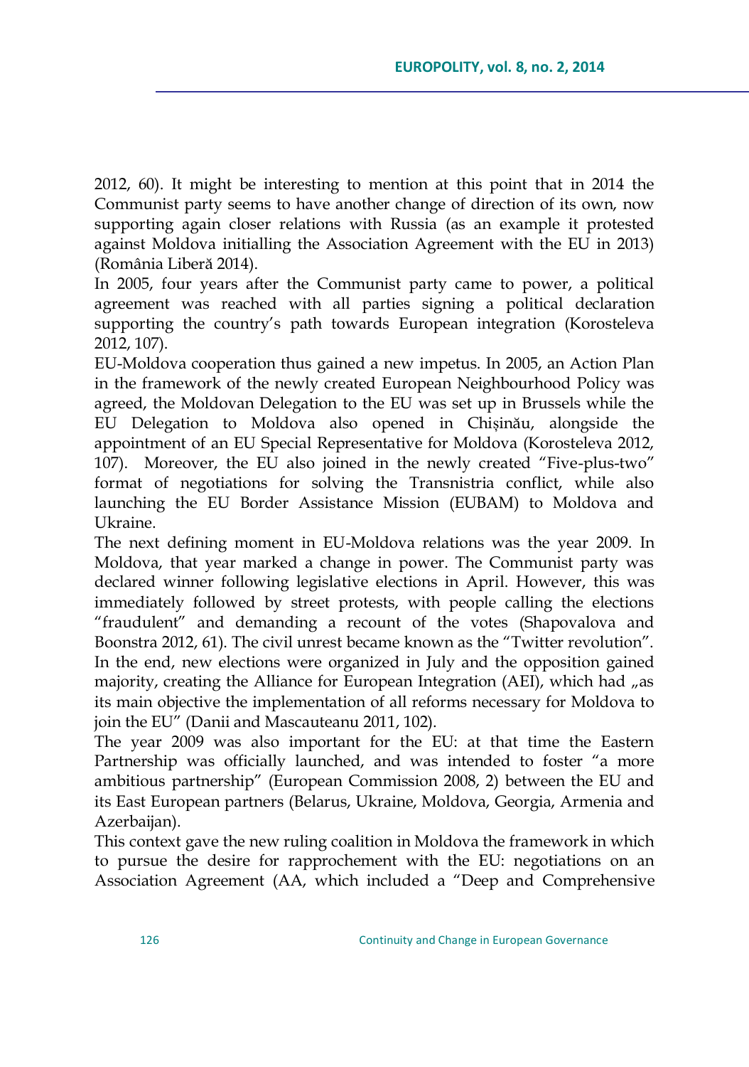2012, 60). It might be interesting to mention at this point that in 2014 the Communist party seems to have another change of direction of its own, now supporting again closer relations with Russia (as an example it protested against Moldova initialling the Association Agreement with the EU in 2013) (România Liberă 2014).

In 2005, four years after the Communist party came to power, a political agreement was reached with all parties signing a political declaration supporting the country's path towards European integration (Korosteleva 2012, 107).

EU-Moldova cooperation thus gained a new impetus. In 2005, an Action Plan in the framework of the newly created European Neighbourhood Policy was agreed, the Moldovan Delegation to the EU was set up in Brussels while the EU Delegation to Moldova also opened in Chișinău, alongside the appointment of an EU Special Representative for Moldova (Korosteleva 2012, 107). Moreover, the EU also joined in the newly created "Five-plus-two" format of negotiations for solving the Transnistria conflict, while also launching the EU Border Assistance Mission (EUBAM) to Moldova and Ukraine.

The next defining moment in EU-Moldova relations was the year 2009. In Moldova, that year marked a change in power. The Communist party was declared winner following legislative elections in April. However, this was immediately followed by street protests, with people calling the elections "fraudulent" and demanding a recount of the votes (Shapovalova and Boonstra 2012, 61). The civil unrest became known as the "Twitter revolution". In the end, new elections were organized in July and the opposition gained majority, creating the Alliance for European Integration (AEI), which had „as its main objective the implementation of all reforms necessary for Moldova to join the EU" (Danii and Mascauteanu 2011, 102).

The year 2009 was also important for the EU: at that time the Eastern Partnership was officially launched, and was intended to foster "a more ambitious partnership" (European Commission 2008, 2) between the EU and its East European partners (Belarus, Ukraine, Moldova, Georgia, Armenia and Azerbaijan).

This context gave the new ruling coalition in Moldova the framework in which to pursue the desire for rapprochement with the EU: negotiations on an Association Agreement (AA, which included a "Deep and Comprehensive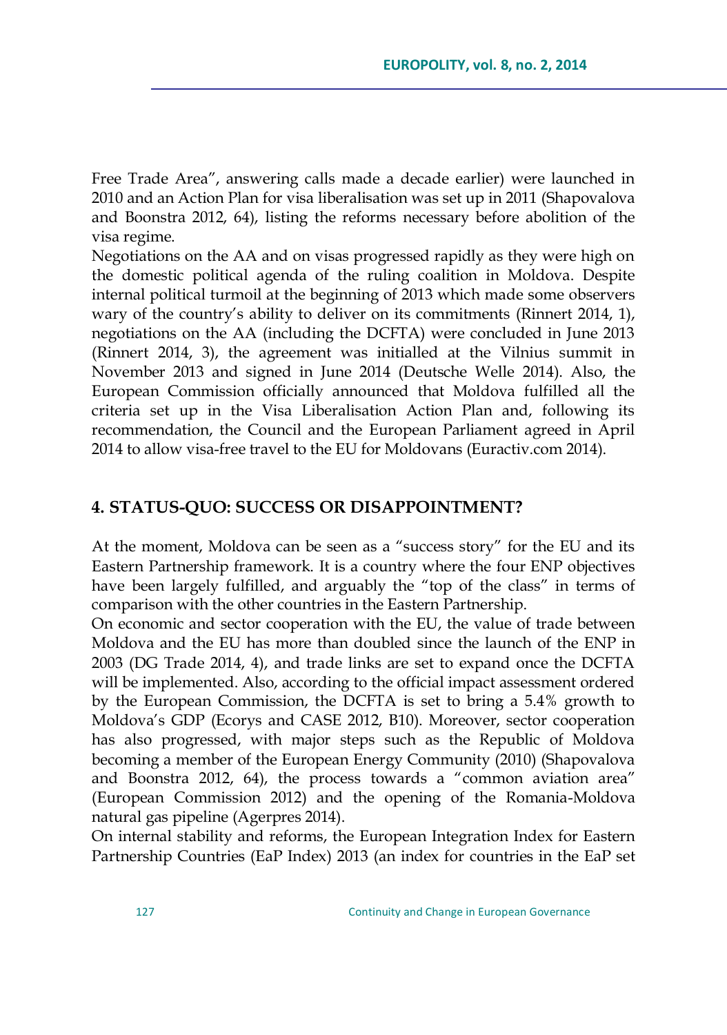Free Trade Area", answering calls made a decade earlier) were launched in 2010 and an Action Plan for visa liberalisation was set up in 2011 (Shapovalova and Boonstra 2012, 64), listing the reforms necessary before abolition of the visa regime.

Negotiations on the AA and on visas progressed rapidly as they were high on the domestic political agenda of the ruling coalition in Moldova. Despite internal political turmoil at the beginning of 2013 which made some observers wary of the country's ability to deliver on its commitments (Rinnert 2014, 1), negotiations on the AA (including the DCFTA) were concluded in June 2013 (Rinnert 2014, 3), the agreement was initialled at the Vilnius summit in November 2013 and signed in June 2014 (Deutsche Welle 2014). Also, the European Commission officially announced that Moldova fulfilled all the criteria set up in the Visa Liberalisation Action Plan and, following its recommendation, the Council and the European Parliament agreed in April 2014 to allow visa-free travel to the EU for Moldovans (Euractiv.com 2014).

## 4. STATUS-QUO: SUCCESS OR DISAPPOINTMENT?

At the moment, Moldova can be seen as a "success story" for the EU and its Eastern Partnership framework. It is a country where the four ENP objectives have been largely fulfilled, and arguably the "top of the class" in terms of comparison with the other countries in the Eastern Partnership.

On economic and sector cooperation with the EU, the value of trade between Moldova and the EU has more than doubled since the launch of the ENP in 2003 (DG Trade 2014, 4), and trade links are set to expand once the DCFTA will be implemented. Also, according to the official impact assessment ordered by the European Commission, the DCFTA is set to bring a 5.4% growth to Moldova's GDP (Ecorys and CASE 2012, B10). Moreover, sector cooperation has also progressed, with major steps such as the Republic of Moldova becoming a member of the European Energy Community (2010) (Shapovalova and Boonstra 2012, 64), the process towards a "common aviation area" (European Commission 2012) and the opening of the Romania-Moldova natural gas pipeline (Agerpres 2014).

On internal stability and reforms, the European Integration Index for Eastern Partnership Countries (EaP Index) 2013 (an index for countries in the EaP set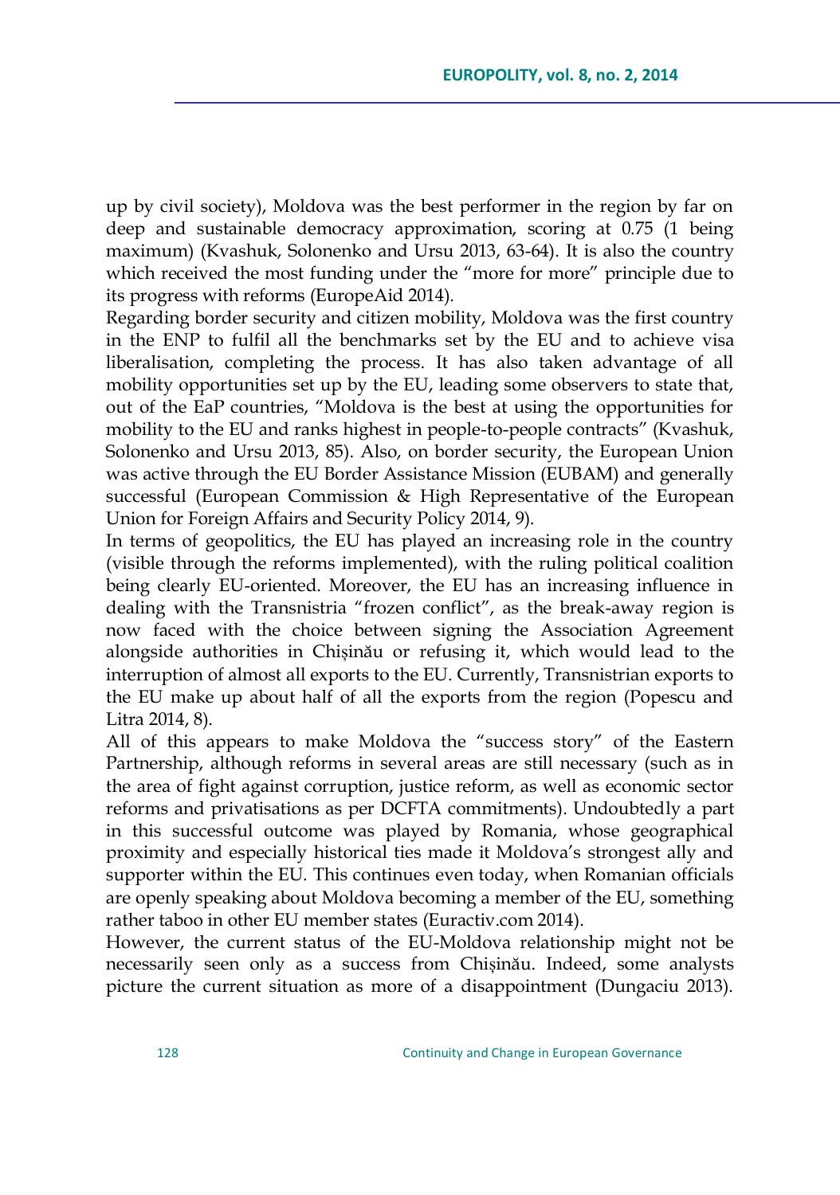up by civil society), Moldova was the best performer in the region by far on deep and sustainable democracy approximation, scoring at 0.75 (1 being maximum) (Kvashuk, Solonenko and Ursu 2013, 63-64). It is also the country which received the most funding under the "more for more" principle due to its progress with reforms (EuropeAid 2014).

Regarding border security and citizen mobility, Moldova was the first country in the ENP to fulfil all the benchmarks set by the EU and to achieve visa liberalisation, completing the process. It has also taken advantage of all mobility opportunities set up by the EU, leading some observers to state that, out of the EaP countries, "Moldova is the best at using the opportunities for mobility to the EU and ranks highest in people-to-people contracts" (Kvashuk, Solonenko and Ursu 2013, 85). Also, on border security, the European Union was active through the EU Border Assistance Mission (EUBAM) and generally successful (European Commission & High Representative of the European Union for Foreign Affairs and Security Policy 2014, 9).

In terms of geopolitics, the EU has played an increasing role in the country (visible through the reforms implemented), with the ruling political coalition being clearly EU-oriented. Moreover, the EU has an increasing influence in dealing with the Transnistria "frozen conflict", as the break-away region is now faced with the choice between signing the Association Agreement alongside authorities in Chișinău or refusing it, which would lead to the interruption of almost all exports to the EU. Currently, Transnistrian exports to the EU make up about half of all the exports from the region (Popescu and Litra 2014, 8).

All of this appears to make Moldova the "success story" of the Eastern Partnership, although reforms in several areas are still necessary (such as in the area of fight against corruption, justice reform, as well as economic sector reforms and privatisations as per DCFTA commitments). Undoubtedly a part in this successful outcome was played by Romania, whose geographical proximity and especially historical ties made it Moldova's strongest ally and supporter within the EU. This continues even today, when Romanian officials are openly speaking about Moldova becoming a member of the EU, something rather taboo in other EU member states (Euractiv.com 2014).

However, the current status of the EU-Moldova relationship might not be necessarily seen only as a success from Chișinău. Indeed, some analysts picture the current situation as more of a disappointment (Dungaciu 2013).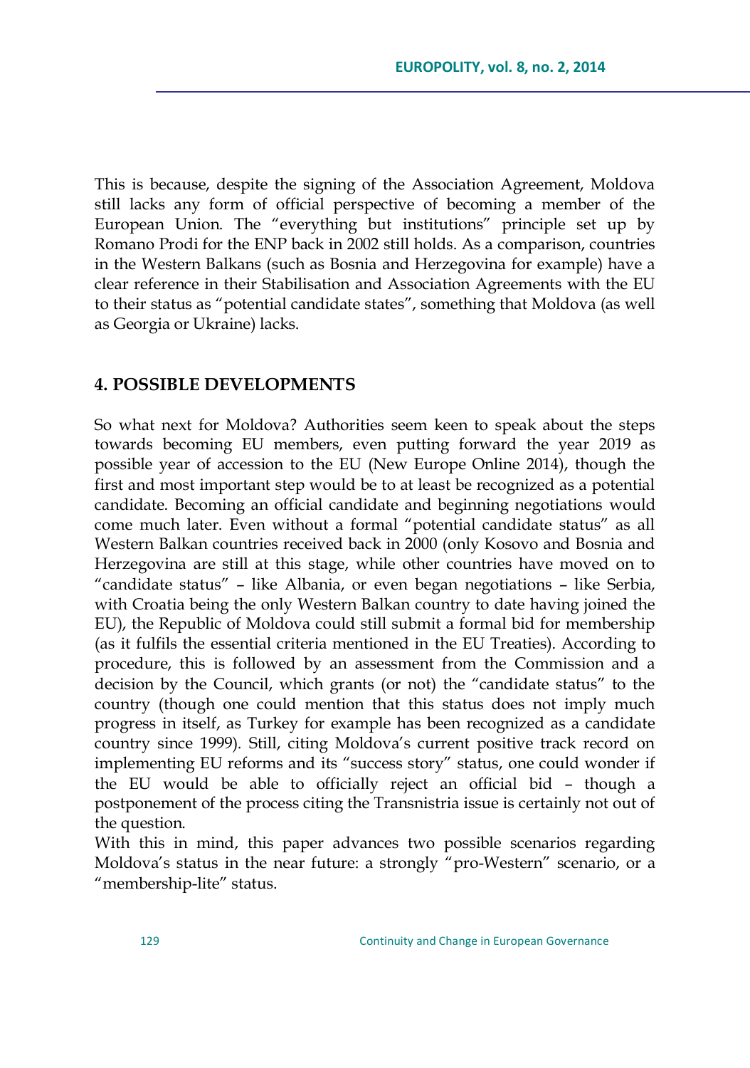This is because, despite the signing of the Association Agreement, Moldova still lacks any form of official perspective of becoming a member of the European Union. The "everything but institutions" principle set up by Romano Prodi for the ENP back in 2002 still holds. As a comparison, countries in the Western Balkans (such as Bosnia and Herzegovina for example) have a clear reference in their Stabilisation and Association Agreements with the EU to their status as "potential candidate states", something that Moldova (as well as Georgia or Ukraine) lacks.

## 4. POSSIBLE DEVELOPMENTS

So what next for Moldova? Authorities seem keen to speak about the steps towards becoming EU members, even putting forward the year 2019 as possible year of accession to the EU (New Europe Online 2014), though the first and most important step would be to at least be recognized as a potential candidate. Becoming an official candidate and beginning negotiations would come much later. Even without a formal "potential candidate status" as all Western Balkan countries received back in 2000 (only Kosovo and Bosnia and Herzegovina are still at this stage, while other countries have moved on to "candidate status" – like Albania, or even began negotiations – like Serbia, with Croatia being the only Western Balkan country to date having joined the EU), the Republic of Moldova could still submit a formal bid for membership (as it fulfils the essential criteria mentioned in the EU Treaties). According to procedure, this is followed by an assessment from the Commission and a decision by the Council, which grants (or not) the "candidate status" to the country (though one could mention that this status does not imply much progress in itself, as Turkey for example has been recognized as a candidate country since 1999). Still, citing Moldova's current positive track record on implementing EU reforms and its "success story" status, one could wonder if the EU would be able to officially reject an official bid – though a postponement of the process citing the Transnistria issue is certainly not out of the question.

With this in mind, this paper advances two possible scenarios regarding Moldova's status in the near future: a strongly "pro-Western" scenario, or a "membership-lite" status.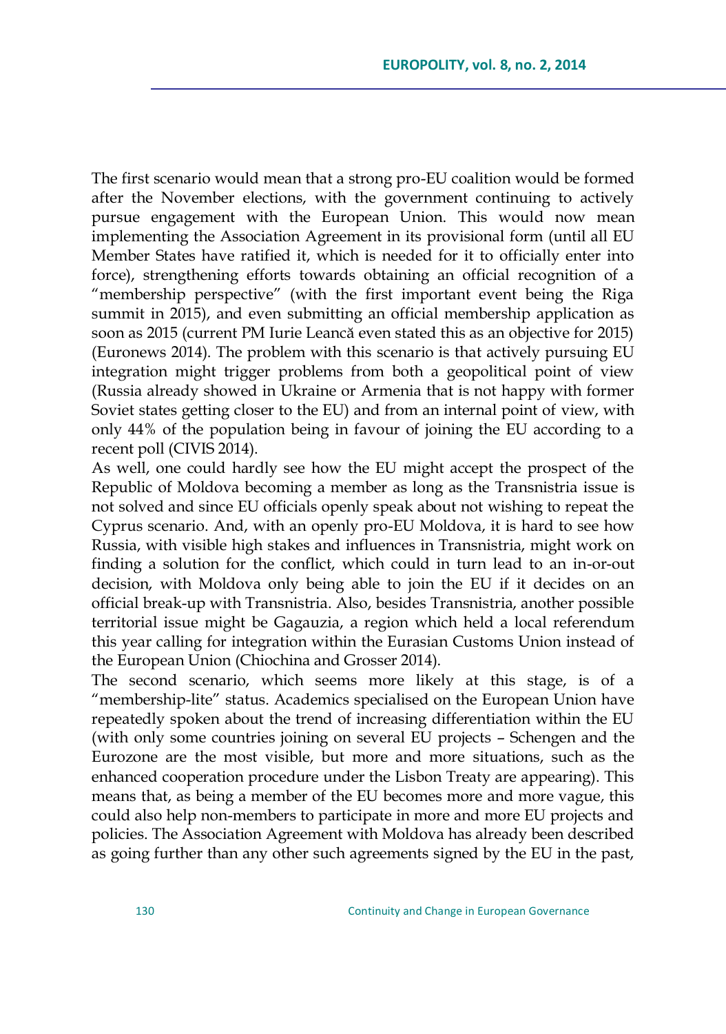The first scenario would mean that a strong pro-EU coalition would be formed after the November elections, with the government continuing to actively pursue engagement with the European Union. This would now mean implementing the Association Agreement in its provisional form (until all EU Member States have ratified it, which is needed for it to officially enter into force), strengthening efforts towards obtaining an official recognition of a "membership perspective" (with the first important event being the Riga summit in 2015), and even submitting an official membership application as soon as 2015 (current PM Iurie Leancă even stated this as an objective for 2015) (Euronews 2014). The problem with this scenario is that actively pursuing EU integration might trigger problems from both a geopolitical point of view (Russia already showed in Ukraine or Armenia that is not happy with former Soviet states getting closer to the EU) and from an internal point of view, with only 44% of the population being in favour of joining the EU according to a recent poll (CIVIS 2014).

As well, one could hardly see how the EU might accept the prospect of the Republic of Moldova becoming a member as long as the Transnistria issue is not solved and since EU officials openly speak about not wishing to repeat the Cyprus scenario. And, with an openly pro-EU Moldova, it is hard to see how Russia, with visible high stakes and influences in Transnistria, might work on finding a solution for the conflict, which could in turn lead to an in-or-out decision, with Moldova only being able to join the EU if it decides on an official break-up with Transnistria. Also, besides Transnistria, another possible territorial issue might be Gagauzia, a region which held a local referendum this year calling for integration within the Eurasian Customs Union instead of the European Union (Chiochina and Grosser 2014).

The second scenario, which seems more likely at this stage, is of a "membership-lite" status. Academics specialised on the European Union have repeatedly spoken about the trend of increasing differentiation within the EU (with only some countries joining on several EU projects – Schengen and the Eurozone are the most visible, but more and more situations, such as the enhanced cooperation procedure under the Lisbon Treaty are appearing). This means that, as being a member of the EU becomes more and more vague, this could also help non-members to participate in more and more EU projects and policies. The Association Agreement with Moldova has already been described as going further than any other such agreements signed by the EU in the past,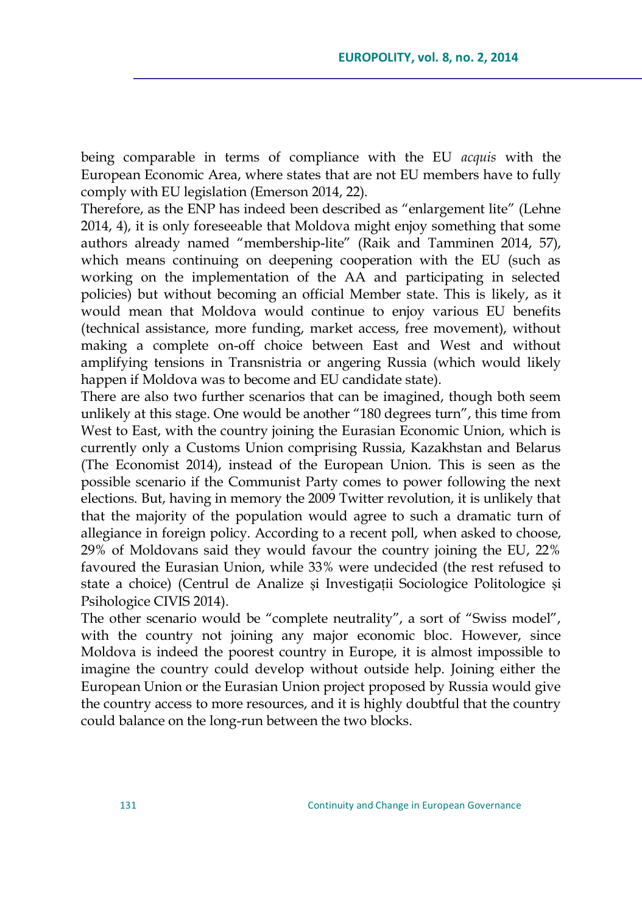being comparable in terms of compliance with the EU *acquis* with the European Economic Area, where states that are not EU members have to fully comply with EU legislation (Emerson 2014, 22).

Therefore, as the ENP has indeed been described as "enlargement lite" (Lehne 2014, 4), it is only foreseeable that Moldova might enjoy something that some authors already named "membership-lite" (Raik and Tamminen 2014, 57), which means continuing on deepening cooperation with the EU (such as working on the implementation of the AA and participating in selected policies) but without becoming an official Member state. This is likely, as it would mean that Moldova would continue to enjoy various EU benefits (technical assistance, more funding, market access, free movement), without making a complete on-off choice between East and West and without amplifying tensions in Transnistria or angering Russia (which would likely happen if Moldova was to become and EU candidate state).

There are also two further scenarios that can be imagined, though both seem unlikely at this stage. One would be another "180 degrees turn", this time from West to East, with the country joining the Eurasian Economic Union, which is currently only a Customs Union comprising Russia, Kazakhstan and Belarus (The Economist 2014), instead of the European Union. This is seen as the possible scenario if the Communist Party comes to power following the next elections. But, having in memory the 2009 Twitter revolution, it is unlikely that that the majority of the population would agree to such a dramatic turn of allegiance in foreign policy. According to a recent poll, when asked to choose, 29% of Moldovans said they would favour the country joining the EU, 22% favoured the Eurasian Union, while 33% were undecided (the rest refused to state a choice) (Centrul de Analize și Investigații Sociologice Politologice și Psihologice CIVIS 2014).

The other scenario would be "complete neutrality", a sort of "Swiss model", with the country not joining any major economic bloc. However, since Moldova is indeed the poorest country in Europe, it is almost impossible to imagine the country could develop without outside help. Joining either the European Union or the Eurasian Union project proposed by Russia would give the country access to more resources, and it is highly doubtful that the country could balance on the long-run between the two blocks.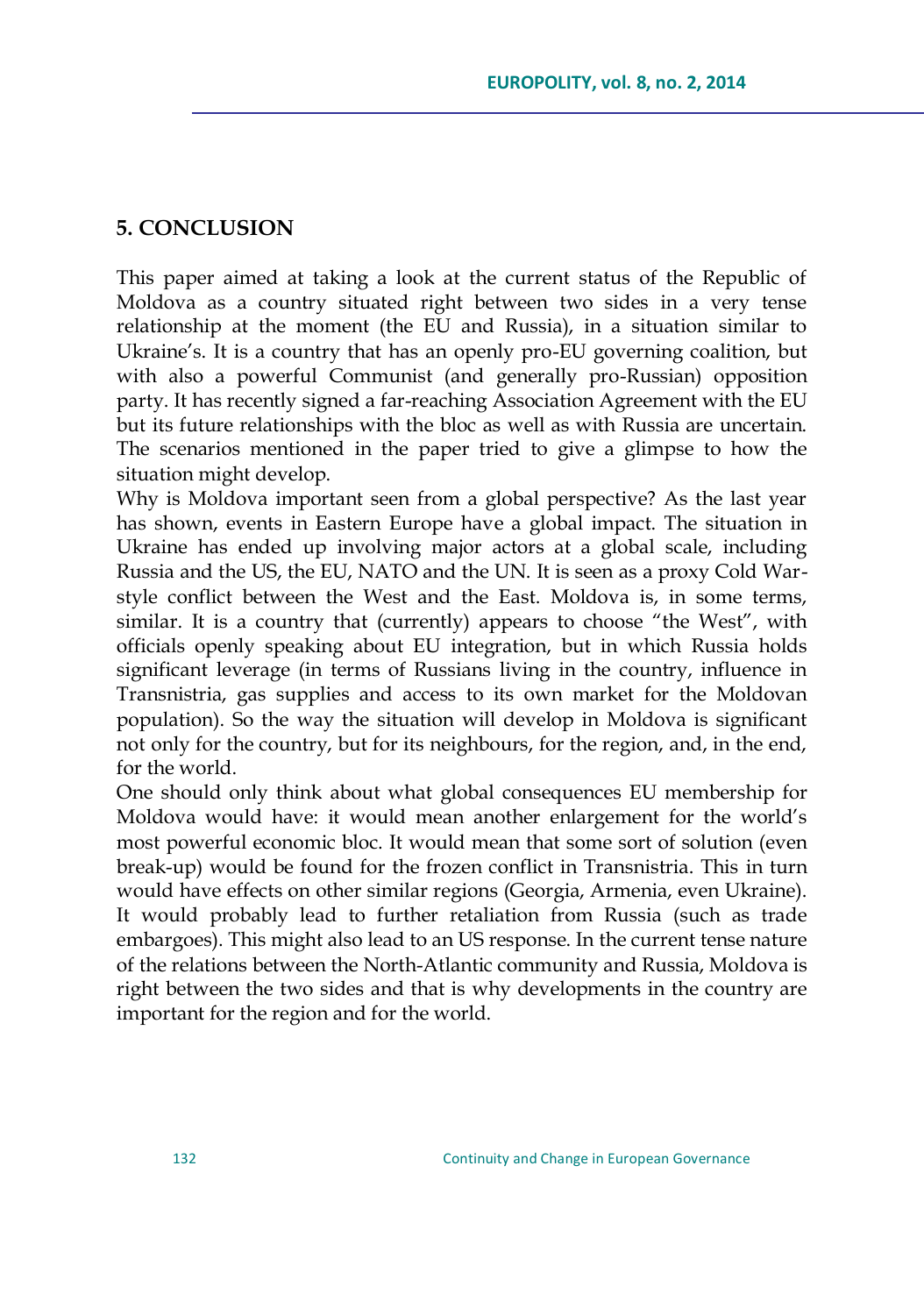## 5. CONCLUSION

This paper aimed at taking a look at the current status of the Republic of Moldova as a country situated right between two sides in a very tense relationship at the moment (the EU and Russia), in a situation similar to Ukraine's. It is a country that has an openly pro-EU governing coalition, but with also a powerful Communist (and generally pro-Russian) opposition party. It has recently signed a far-reaching Association Agreement with the EU but its future relationships with the bloc as well as with Russia are uncertain. The scenarios mentioned in the paper tried to give a glimpse to how the situation might develop.

Why is Moldova important seen from a global perspective? As the last year has shown, events in Eastern Europe have a global impact. The situation in Ukraine has ended up involving major actors at a global scale, including Russia and the US, the EU, NATO and the UN. It is seen as a proxy Cold War-style conflict between the West and the East. Moldova is, in some terms, similar. It is a country that (currently) appears to choose "the West", with officials openly speaking about EU integration, but in which Russia holds significant leverage (in terms of Russians living in the country, influence in Transnistria, gas supplies and access to its own market for the Moldovan population). So the way the situation will develop in Moldova is significant not only for the country, but for its neighbours, for the region, and, in the end, for the world.

One should only think about what global consequences EU membership for Moldova would have: it would mean another enlargement for the world's most powerful economic bloc. It would mean that some sort of solution (even break-up) would be found for the frozen conflict in Transnistria. This in turn would have effects on other similar regions (Georgia, Armenia, even Ukraine). It would probably lead to further retaliation from Russia (such as trade embargoes). This might also lead to an US response. In the current tense nature of the relations between the North-Atlantic community and Russia, Moldova is right between the two sides and that is why developments in the country are important for the region and for the world.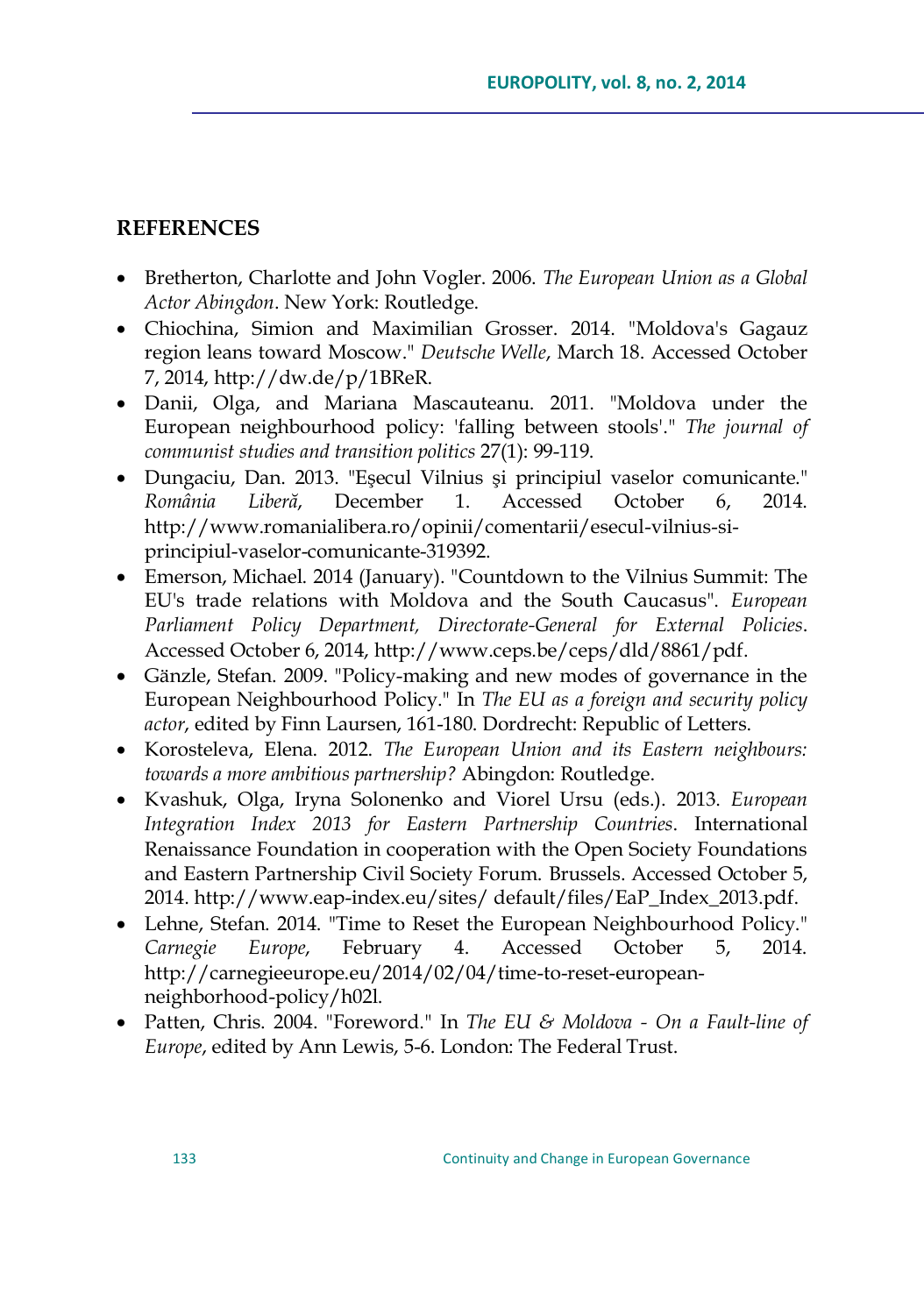## REFERENCES

- Bretherton, Charlotte and John Vogler. 2006. *The European Union as a Global Actor Abingdon*. New York: Routledge.
- Chiochina, Simion and Maximilian Grosser. 2014. "Moldova's Gagauz region leans toward Moscow." *Deutsche Welle*, March 18. Accessed October 7, 2014, http://dw.de/p/1BReR.
- Danii, Olga, and Mariana Mascauteanu. 2011. "Moldova under the European neighbourhood policy: 'falling between stools'." *The journal of communist studies and transition politics* 27(1): 99-119.
- Dungaciu, Dan. 2013. "Eşecul Vilnius şi principiul vaselor comunicante." *România Liberă*, December 1. Accessed October 6, 2014. http://www.romanialibera.ro/opinii/comentarii/esecul-vilnius-si-principiul-vaselor-comunicante-319392.
- Emerson, Michael. 2014 (January). "Countdown to the Vilnius Summit: The EU's trade relations with Moldova and the South Caucasus". *European Parliament Policy Department, Directorate-General for External Policies*. Accessed October 6, 2014, http://www.ceps.be/ceps/dld/8861/pdf.
- Gänzle, Stefan. 2009. "Policy-making and new modes of governance in the European Neighbourhood Policy." In *The EU as a foreign and security policy actor*, edited by Finn Laursen, 161-180. Dordrecht: Republic of Letters.
- Korosteleva, Elena. 2012. *The European Union and its Eastern neighbours: towards a more ambitious partnership?* Abingdon: Routledge.
- Kvashuk, Olga, Iryna Solonenko and Viorel Ursu (eds.). 2013. *European Integration Index 2013 for Eastern Partnership Countries*. International Renaissance Foundation in cooperation with the Open Society Foundations and Eastern Partnership Civil Society Forum. Brussels. Accessed October 5, 2014. http://www.eap-index.eu/sites/ default/files/EaP_Index_2013.pdf.
- Lehne, Stefan. 2014. "Time to Reset the European Neighbourhood Policy." *Carnegie Europe*, February 4. Accessed October 5, 2014. http://carnegieeurope.eu/2014/02/04/time-to-reset-european-neighborhood-policy/h02l.
- Patten, Chris. 2004. "Foreword." In *The EU & Moldova - On a Fault-line of Europe*, edited by Ann Lewis, 5-6. London: The Federal Trust.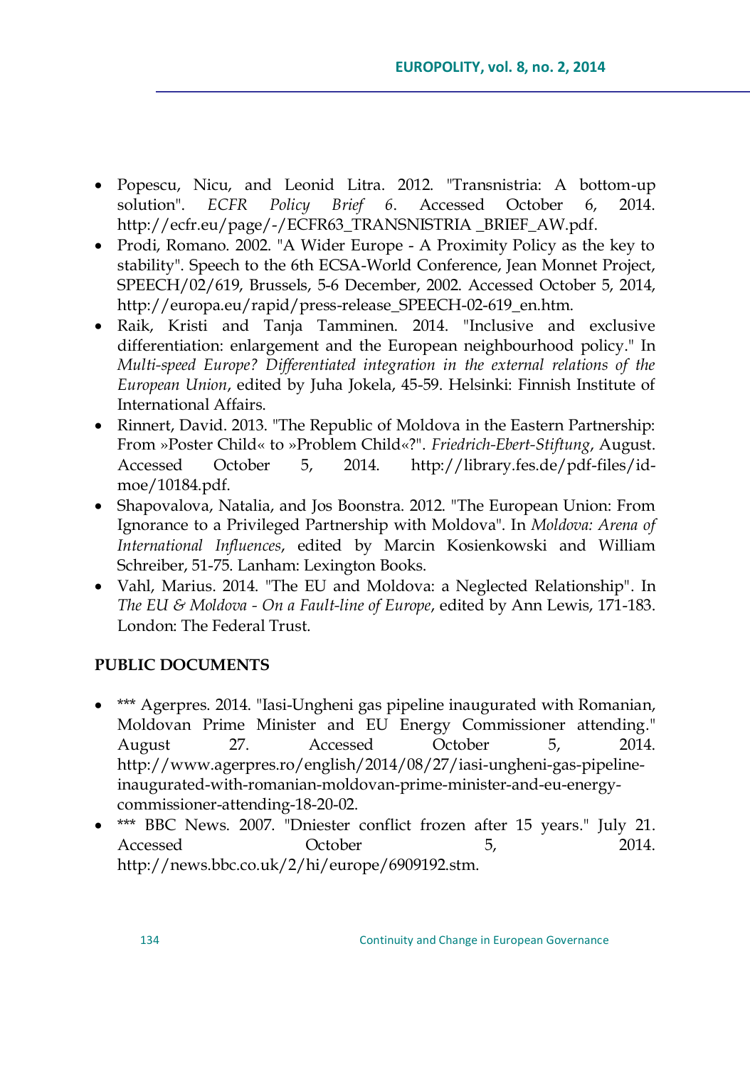- Popescu, Nicu, and Leonid Litra. 2012. "Transnistria: A bottom-up solution". *ECFR Policy Brief 6*. Accessed October 6, 2014. http://ecfr.eu/page/-/ECFR63_TRANSNISTRIA _BRIEF_AW.pdf.
- Prodi, Romano. 2002. "A Wider Europe - A Proximity Policy as the key to stability". Speech to the 6th ECSA-World Conference, Jean Monnet Project, SPEECH/02/619, Brussels, 5-6 December, 2002. Accessed October 5, 2014, http://europa.eu/rapid/press-release_SPEECH-02-619_en.htm.
- Raik, Kristi and Tanja Tamminen. 2014. "Inclusive and exclusive differentiation: enlargement and the European neighbourhood policy." In *Multi-speed Europe? Differentiated integration in the external relations of the European Union*, edited by Juha Jokela, 45-59. Helsinki: Finnish Institute of International Affairs.
- Rinnert, David. 2013. "The Republic of Moldova in the Eastern Partnership: From »Poster Child« to »Problem Child«?". *Friedrich-Ebert-Stiftung*, August. Accessed October 5, 2014. http://library.fes.de/pdf-files/id-moe/10184.pdf.
- Shapovalova, Natalia, and Jos Boonstra. 2012. "The European Union: From Ignorance to a Privileged Partnership with Moldova". In *Moldova: Arena of International Influences*, edited by Marcin Kosienkowski and William Schreiber, 51-75. Lanham: Lexington Books.
- Vahl, Marius. 2014. "The EU and Moldova: a Neglected Relationship". In *The EU & Moldova - On a Fault-line of Europe*, edited by Ann Lewis, 171-183. London: The Federal Trust.

## PUBLIC DOCUMENTS

- *** Agerpres. 2014. "Iasi-Ungheni gas pipeline inaugurated with Romanian, Moldovan Prime Minister and EU Energy Commissioner attending." August 27. Accessed October 5, 2014. http://www.agerpres.ro/english/2014/08/27/iasi-ungheni-gas-pipeline-inaugurated-with-romanian-moldovan-prime-minister-and-eu-energy-commissioner-attending-18-20-02.
- *** BBC News. 2007. "Dniester conflict frozen after 15 years." July 21. Accessed October 5, 2014. http://news.bbc.co.uk/2/hi/europe/6909192.stm.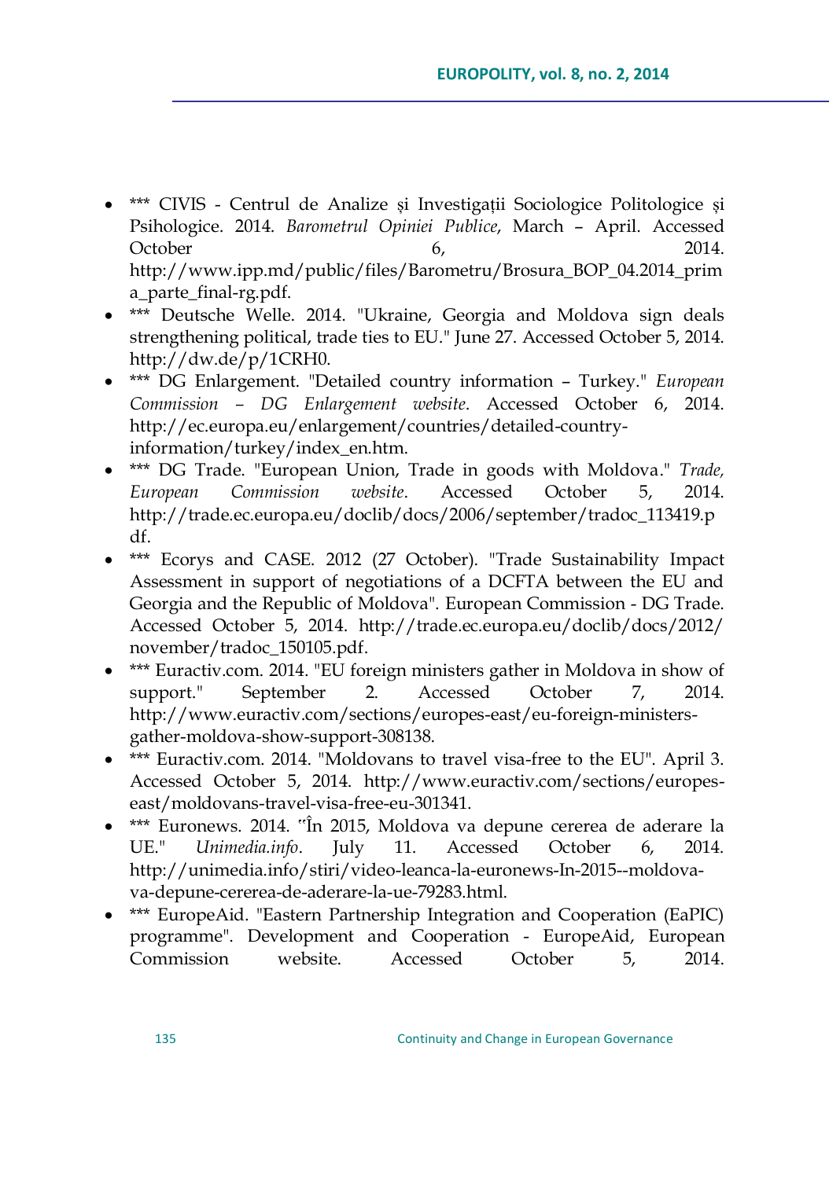- *** CIVIS - Centrul de Analize și Investigații Sociologice Politologice și Psihologice. 2014. *Barometrul Opiniei Publice*, March – April. Accessed October 6, 2014. http://www.ipp.md/public/files/Barometru/Brosura_BOP_04.2014_prima_parte_final-rg.pdf.
- *** Deutsche Welle. 2014. "Ukraine, Georgia and Moldova sign deals strengthening political, trade ties to EU." June 27. Accessed October 5, 2014. http://dw.de/p/1CRH0.
- *** DG Enlargement. "Detailed country information – Turkey." *European Commission – DG Enlargement website*. Accessed October 6, 2014. http://ec.europa.eu/enlargement/countries/detailed-country-information/turkey/index_en.htm.
- *** DG Trade. "European Union, Trade in goods with Moldova." *Trade, European Commission website*. Accessed October 5, 2014. http://trade.ec.europa.eu/doclib/docs/2006/september/tradoc_113419.pdf.
- *** Ecorys and CASE. 2012 (27 October). "Trade Sustainability Impact Assessment in support of negotiations of a DCFTA between the EU and Georgia and the Republic of Moldova". European Commission - DG Trade. Accessed October 5, 2014. http://trade.ec.europa.eu/doclib/docs/2012/november/tradoc_150105.pdf.
- *** Euractiv.com. 2014. "EU foreign ministers gather in Moldova in show of support." September 2. Accessed October 7, 2014. http://www.euractiv.com/sections/europes-east/eu-foreign-ministers-gather-moldova-show-support-308138.
- *** Euractiv.com. 2014. "Moldovans to travel visa-free to the EU". April 3. Accessed October 5, 2014. http://www.euractiv.com/sections/europes-east/moldovans-travel-visa-free-eu-301341.
- *** Euronews. 2014. "În 2015, Moldova va depune cererea de aderare la UE." *Unimedia.info*. July 11. Accessed October 6, 2014. http://unimedia.info/stiri/video-leanca-la-euronews-In-2015--moldova-va-depune-cererea-de-aderare-la-ue-79283.html.
- *** EuropeAid. "Eastern Partnership Integration and Cooperation (EaPIC) programme". Development and Cooperation - EuropeAid, European Commission website. Accessed October 5, 2014.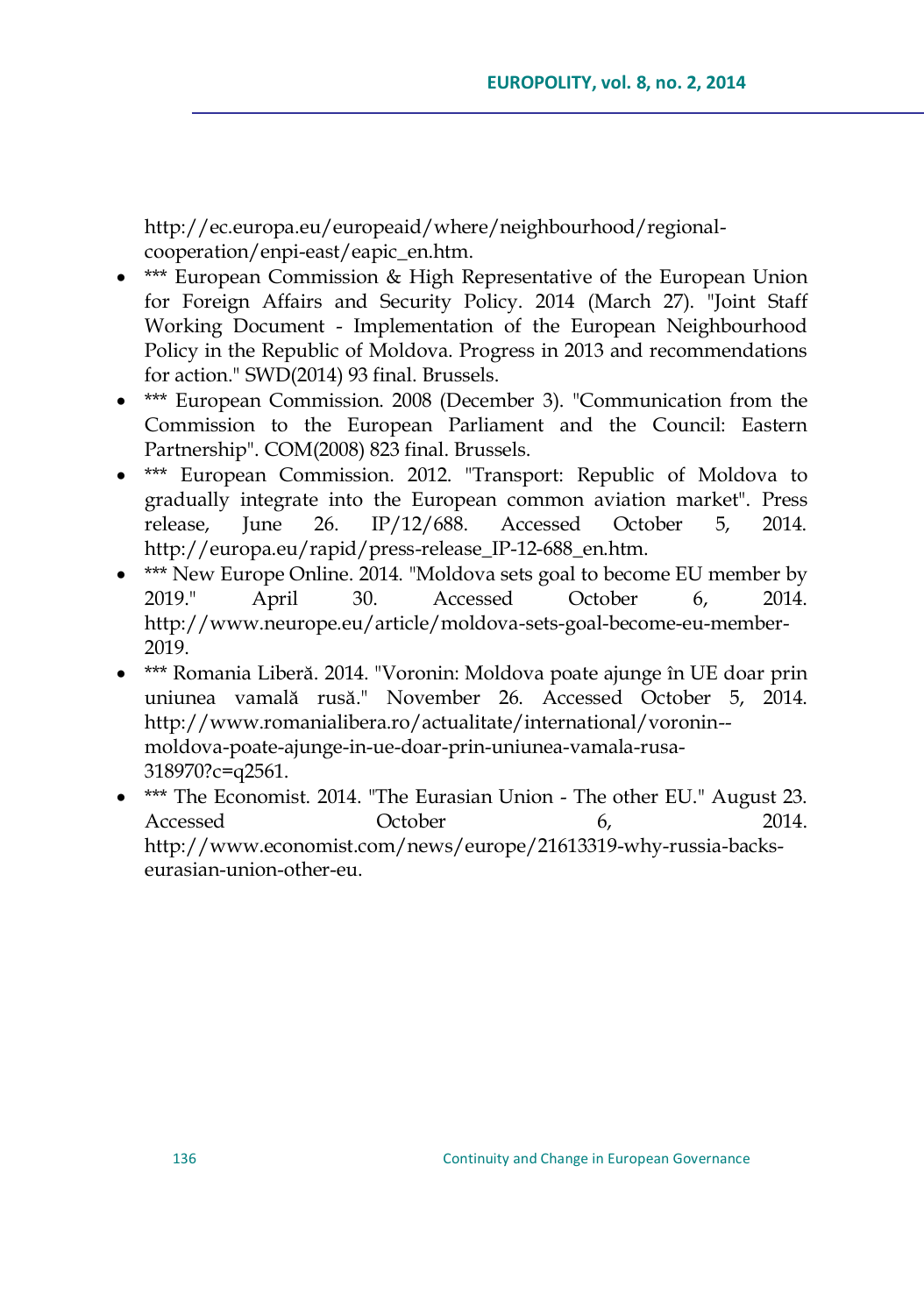http://ec.europa.eu/europeaid/where/neighbourhood/regional-cooperation/enpi-east/eapic_en.htm.

- *** European Commission & High Representative of the European Union for Foreign Affairs and Security Policy. 2014 (March 27). "Joint Staff Working Document - Implementation of the European Neighbourhood Policy in the Republic of Moldova. Progress in 2013 and recommendations for action." SWD(2014) 93 final. Brussels.
- *** European Commission. 2008 (December 3). "Communication from the Commission to the European Parliament and the Council: Eastern Partnership". COM(2008) 823 final. Brussels.
- *** European Commission. 2012. "Transport: Republic of Moldova to gradually integrate into the European common aviation market". Press release, June 26. IP/12/688. Accessed October 5, 2014. http://europa.eu/rapid/press-release_IP-12-688_en.htm.
- *** New Europe Online. 2014. "Moldova sets goal to become EU member by 2019." April 30. Accessed October 6, 2014. http://www.neurope.eu/article/moldova-sets-goal-become-eu-member-2019.
- *** Romania Liberă. 2014. "Voronin: Moldova poate ajunge în UE doar prin uniunea vamală rusă." November 26. Accessed October 5, 2014. http://www.romanialibera.ro/actualitate/international/voronin--moldova-poate-ajunge-in-ue-doar-prin-uniunea-vamala-rusa-318970?c=q2561.
- *** The Economist. 2014. "The Eurasian Union - The other EU." August 23. Accessed October 6, 2014. http://www.economist.com/news/europe/21613319-why-russia-backs-eurasian-union-other-eu.